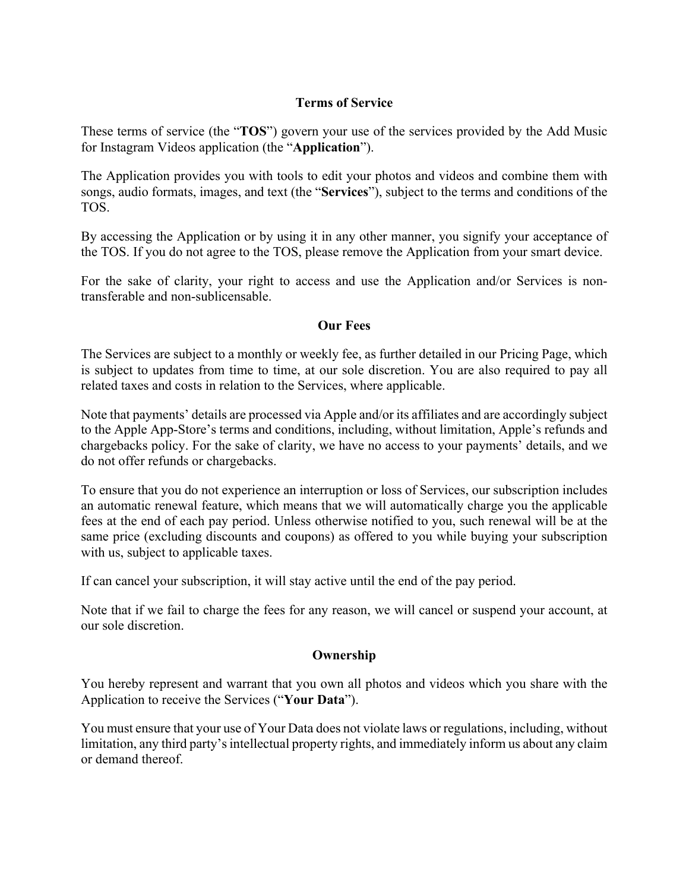# Terms of Service

These terms of service (the "**TOS**") govern your use of the services provided by the Add Music for Instagram Videos application (the "**Application**").

The Application provides you with tools to edit your photos and videos and combine them with songs, audio formats, images, and text (the "**Services**"), subject to the terms and conditions of the TOS.

By accessing the Application or by using it in any other manner, you signify your acceptance of the TOS. If you do not agree to the TOS, please remove the Application from your smart device.

For the sake of clarity, your right to access and use the Application and/or Services is non-transferable and non-sublicensable.

## Our Fees

The Services are subject to a monthly or weekly fee, as further detailed in our Pricing Page, which is subject to updates from time to time, at our sole discretion. You are also required to pay all related taxes and costs in relation to the Services, where applicable.

Note that payments' details are processed via Apple and/or its affiliates and are accordingly subject to the Apple App-Store's terms and conditions, including, without limitation, Apple's refunds and chargebacks policy. For the sake of clarity, we have no access to your payments' details, and we do not offer refunds or chargebacks.

To ensure that you do not experience an interruption or loss of Services, our subscription includes an automatic renewal feature, which means that we will automatically charge you the applicable fees at the end of each pay period. Unless otherwise notified to you, such renewal will be at the same price (excluding discounts and coupons) as offered to you while buying your subscription with us, subject to applicable taxes.

If can cancel your subscription, it will stay active until the end of the pay period.

Note that if we fail to charge the fees for any reason, we will cancel or suspend your account, at our sole discretion.

## Ownership

You hereby represent and warrant that you own all photos and videos which you share with the Application to receive the Services ("**Your Data**").

You must ensure that your use of Your Data does not violate laws or regulations, including, without limitation, any third party's intellectual property rights, and immediately inform us about any claim or demand thereof.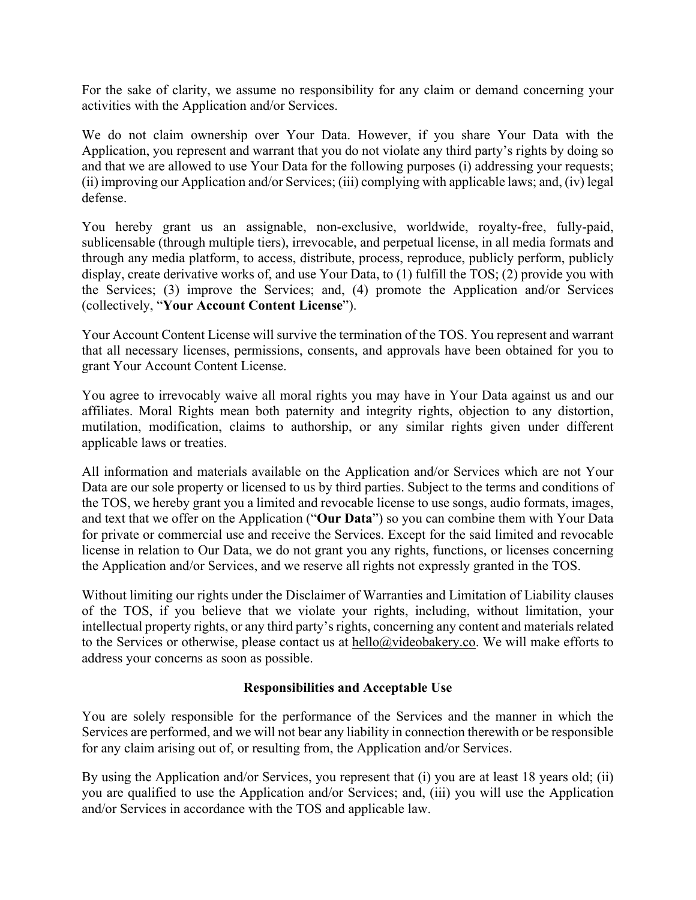For the sake of clarity, we assume no responsibility for any claim or demand concerning your activities with the Application and/or Services.

We do not claim ownership over Your Data. However, if you share Your Data with the Application, you represent and warrant that you do not violate any third party's rights by doing so and that we are allowed to use Your Data for the following purposes (i) addressing your requests; (ii) improving our Application and/or Services; (iii) complying with applicable laws; and, (iv) legal defense.

You hereby grant us an assignable, non-exclusive, worldwide, royalty-free, fully-paid, sublicensable (through multiple tiers), irrevocable, and perpetual license, in all media formats and through any media platform, to access, distribute, process, reproduce, publicly perform, publicly display, create derivative works of, and use Your Data, to (1) fulfill the TOS; (2) provide you with the Services; (3) improve the Services; and, (4) promote the Application and/or Services (collectively, "**Your Account Content License**").

Your Account Content License will survive the termination of the TOS. You represent and warrant that all necessary licenses, permissions, consents, and approvals have been obtained for you to grant Your Account Content License.

You agree to irrevocably waive all moral rights you may have in Your Data against us and our affiliates. Moral Rights mean both paternity and integrity rights, objection to any distortion, mutilation, modification, claims to authorship, or any similar rights given under different applicable laws or treaties.

All information and materials available on the Application and/or Services which are not Your Data are our sole property or licensed to us by third parties. Subject to the terms and conditions of the TOS, we hereby grant you a limited and revocable license to use songs, audio formats, images, and text that we offer on the Application ("**Our Data**") so you can combine them with Your Data for private or commercial use and receive the Services. Except for the said limited and revocable license in relation to Our Data, we do not grant you any rights, functions, or licenses concerning the Application and/or Services, and we reserve all rights not expressly granted in the TOS.

Without limiting our rights under the Disclaimer of Warranties and Limitation of Liability clauses of the TOS, if you believe that we violate your rights, including, without limitation, your intellectual property rights, or any third party's rights, concerning any content and materials related to the Services or otherwise, please contact us at hello@videobakery.co. We will make efforts to address your concerns as soon as possible.

## Responsibilities and Acceptable Use

You are solely responsible for the performance of the Services and the manner in which the Services are performed, and we will not bear any liability in connection therewith or be responsible for any claim arising out of, or resulting from, the Application and/or Services.

By using the Application and/or Services, you represent that (i) you are at least 18 years old; (ii) you are qualified to use the Application and/or Services; and, (iii) you will use the Application and/or Services in accordance with the TOS and applicable law.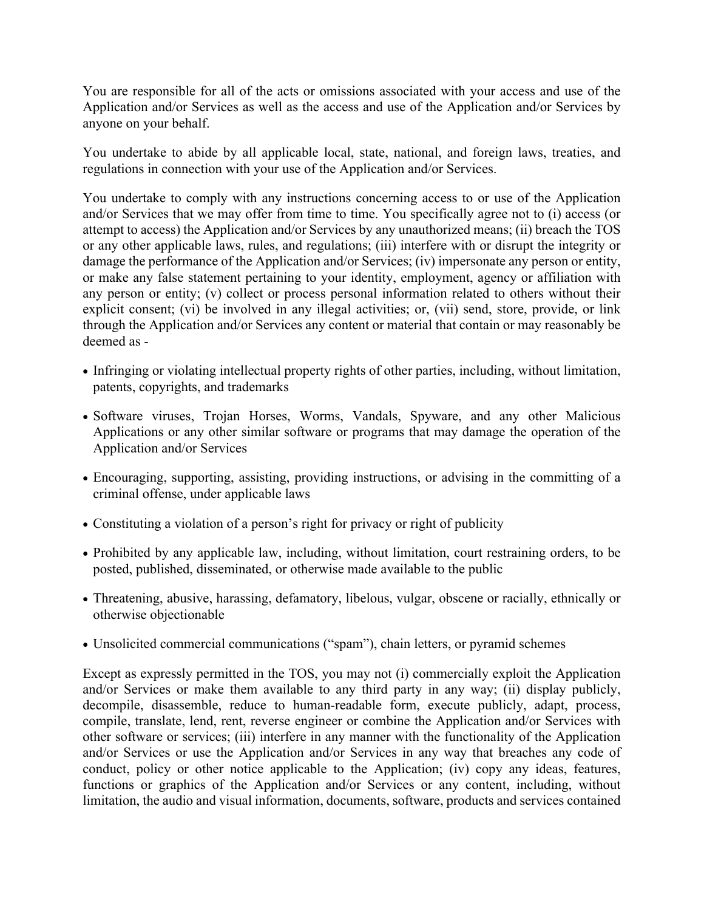You are responsible for all of the acts or omissions associated with your access and use of the Application and/or Services as well as the access and use of the Application and/or Services by anyone on your behalf.

You undertake to abide by all applicable local, state, national, and foreign laws, treaties, and regulations in connection with your use of the Application and/or Services.

You undertake to comply with any instructions concerning access to or use of the Application and/or Services that we may offer from time to time. You specifically agree not to (i) access (or attempt to access) the Application and/or Services by any unauthorized means; (ii) breach the TOS or any other applicable laws, rules, and regulations; (iii) interfere with or disrupt the integrity or damage the performance of the Application and/or Services; (iv) impersonate any person or entity, or make any false statement pertaining to your identity, employment, agency or affiliation with any person or entity; (v) collect or process personal information related to others without their explicit consent; (vi) be involved in any illegal activities; or, (vii) send, store, provide, or link through the Application and/or Services any content or material that contain or may reasonably be deemed as -

- Infringing or violating intellectual property rights of other parties, including, without limitation, patents, copyrights, and trademarks
- Software viruses, Trojan Horses, Worms, Vandals, Spyware, and any other Malicious Applications or any other similar software or programs that may damage the operation of the Application and/or Services
- Encouraging, supporting, assisting, providing instructions, or advising in the committing of a criminal offense, under applicable laws
- Constituting a violation of a person's right for privacy or right of publicity
- Prohibited by any applicable law, including, without limitation, court restraining orders, to be posted, published, disseminated, or otherwise made available to the public
- Threatening, abusive, harassing, defamatory, libelous, vulgar, obscene or racially, ethnically or otherwise objectionable
- Unsolicited commercial communications ("spam"), chain letters, or pyramid schemes

Except as expressly permitted in the TOS, you may not (i) commercially exploit the Application and/or Services or make them available to any third party in any way; (ii) display publicly, decompile, disassemble, reduce to human-readable form, execute publicly, adapt, process, compile, translate, lend, rent, reverse engineer or combine the Application and/or Services with other software or services; (iii) interfere in any manner with the functionality of the Application and/or Services or use the Application and/or Services in any way that breaches any code of conduct, policy or other notice applicable to the Application; (iv) copy any ideas, features, functions or graphics of the Application and/or Services or any content, including, without limitation, the audio and visual information, documents, software, products and services contained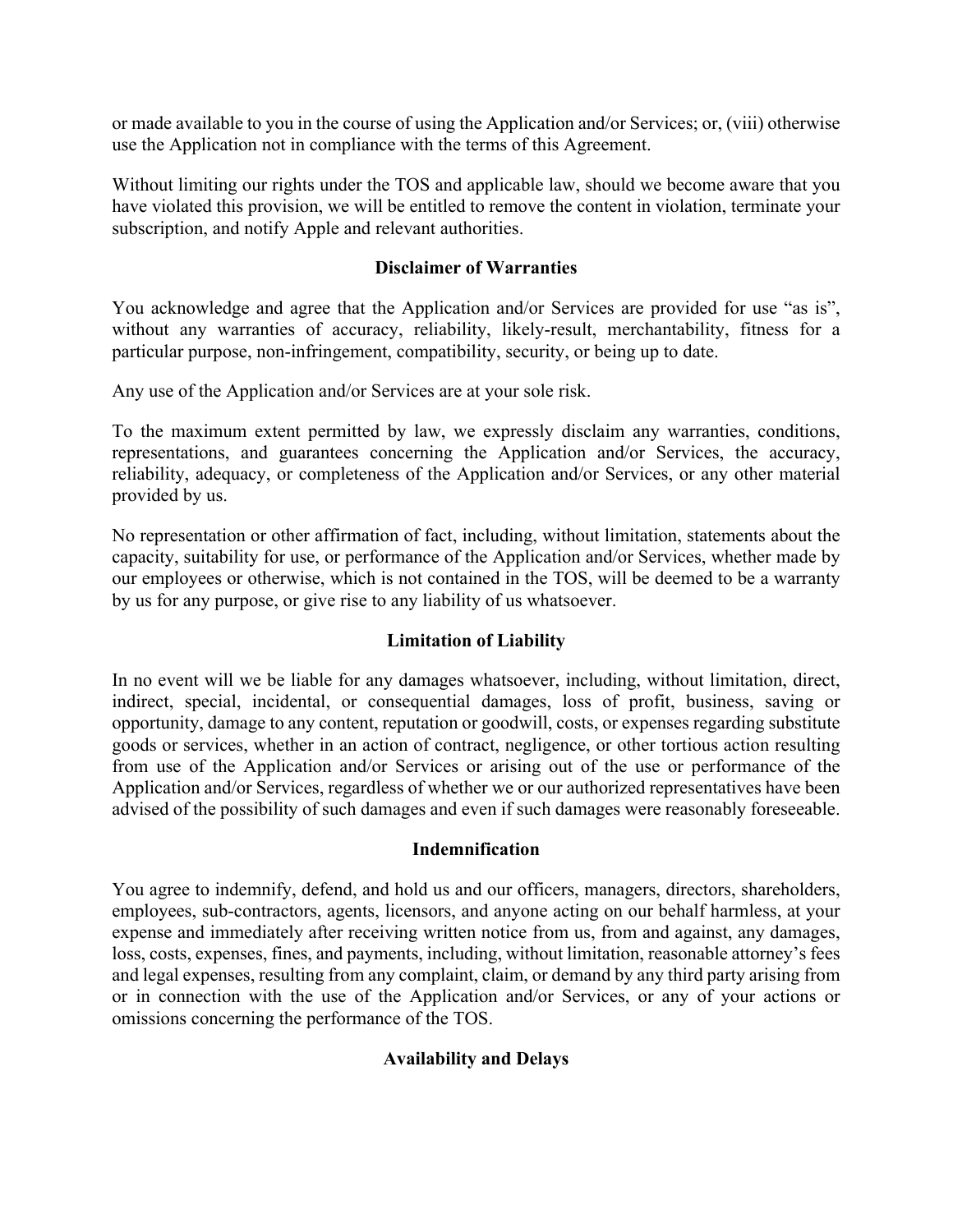or made available to you in the course of using the Application and/or Services; or, (viii) otherwise use the Application not in compliance with the terms of this Agreement.

Without limiting our rights under the TOS and applicable law, should we become aware that you have violated this provision, we will be entitled to remove the content in violation, terminate your subscription, and notify Apple and relevant authorities.

## Disclaimer of Warranties

You acknowledge and agree that the Application and/or Services are provided for use "as is", without any warranties of accuracy, reliability, likely-result, merchantability, fitness for a particular purpose, non-infringement, compatibility, security, or being up to date.

Any use of the Application and/or Services are at your sole risk.

To the maximum extent permitted by law, we expressly disclaim any warranties, conditions, representations, and guarantees concerning the Application and/or Services, the accuracy, reliability, adequacy, or completeness of the Application and/or Services, or any other material provided by us.

No representation or other affirmation of fact, including, without limitation, statements about the capacity, suitability for use, or performance of the Application and/or Services, whether made by our employees or otherwise, which is not contained in the TOS, will be deemed to be a warranty by us for any purpose, or give rise to any liability of us whatsoever.

## Limitation of Liability

In no event will we be liable for any damages whatsoever, including, without limitation, direct, indirect, special, incidental, or consequential damages, loss of profit, business, saving or opportunity, damage to any content, reputation or goodwill, costs, or expenses regarding substitute goods or services, whether in an action of contract, negligence, or other tortious action resulting from use of the Application and/or Services or arising out of the use or performance of the Application and/or Services, regardless of whether we or our authorized representatives have been advised of the possibility of such damages and even if such damages were reasonably foreseeable.

## Indemnification

You agree to indemnify, defend, and hold us and our officers, managers, directors, shareholders, employees, sub-contractors, agents, licensors, and anyone acting on our behalf harmless, at your expense and immediately after receiving written notice from us, from and against, any damages, loss, costs, expenses, fines, and payments, including, without limitation, reasonable attorney's fees and legal expenses, resulting from any complaint, claim, or demand by any third party arising from or in connection with the use of the Application and/or Services, or any of your actions or omissions concerning the performance of the TOS.

## Availability and Delays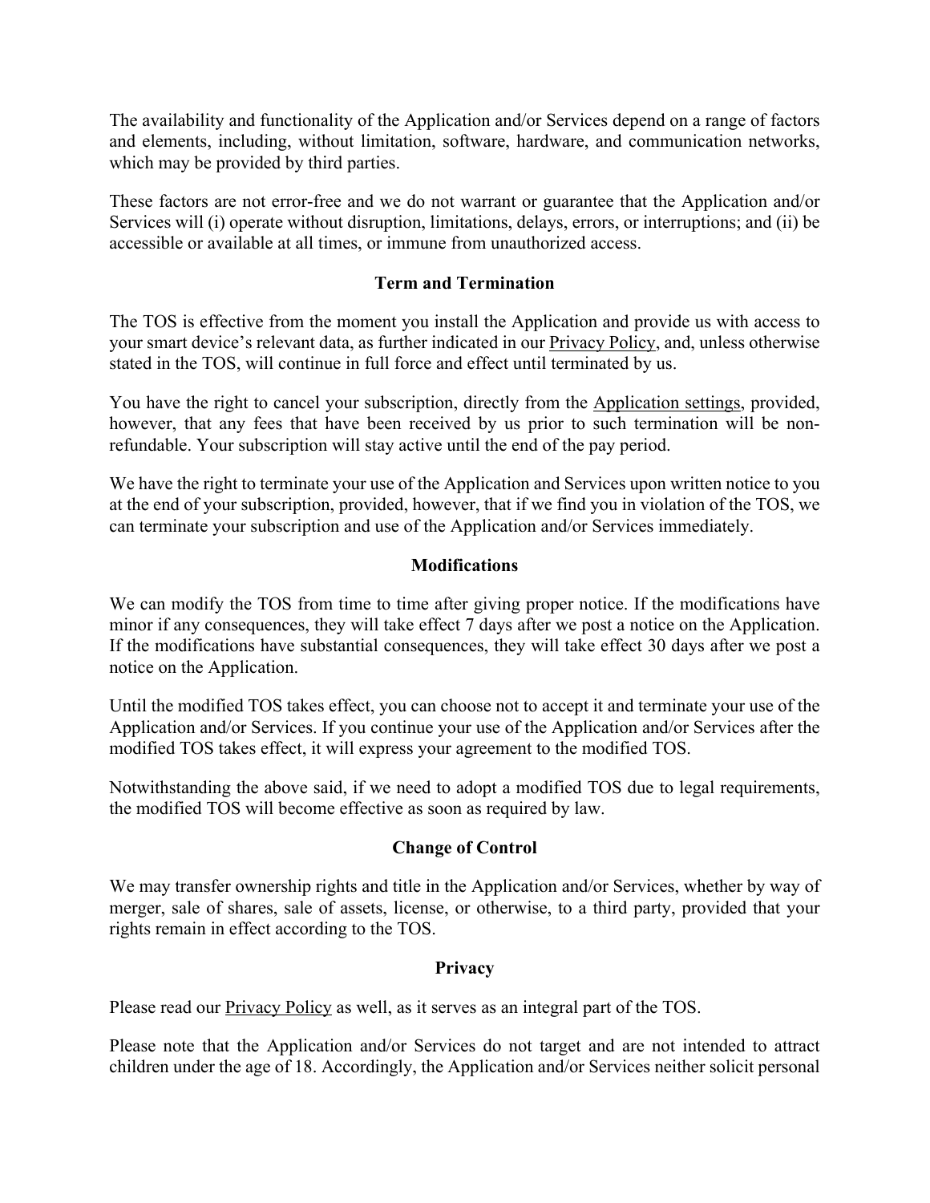The availability and functionality of the Application and/or Services depend on a range of factors and elements, including, without limitation, software, hardware, and communication networks, which may be provided by third parties.

These factors are not error-free and we do not warrant or guarantee that the Application and/or Services will (i) operate without disruption, limitations, delays, errors, or interruptions; and (ii) be accessible or available at all times, or immune from unauthorized access.

## Term and Termination

The TOS is effective from the moment you install the Application and provide us with access to your smart device's relevant data, as further indicated in our Privacy Policy, and, unless otherwise stated in the TOS, will continue in full force and effect until terminated by us.

You have the right to cancel your subscription, directly from the Application settings, provided, however, that any fees that have been received by us prior to such termination will be non-refundable. Your subscription will stay active until the end of the pay period.

We have the right to terminate your use of the Application and Services upon written notice to you at the end of your subscription, provided, however, that if we find you in violation of the TOS, we can terminate your subscription and use of the Application and/or Services immediately.

## Modifications

We can modify the TOS from time to time after giving proper notice. If the modifications have minor if any consequences, they will take effect 7 days after we post a notice on the Application. If the modifications have substantial consequences, they will take effect 30 days after we post a notice on the Application.

Until the modified TOS takes effect, you can choose not to accept it and terminate your use of the Application and/or Services. If you continue your use of the Application and/or Services after the modified TOS takes effect, it will express your agreement to the modified TOS.

Notwithstanding the above said, if we need to adopt a modified TOS due to legal requirements, the modified TOS will become effective as soon as required by law.

## Change of Control

We may transfer ownership rights and title in the Application and/or Services, whether by way of merger, sale of shares, sale of assets, license, or otherwise, to a third party, provided that your rights remain in effect according to the TOS.

## Privacy

Please read our Privacy Policy as well, as it serves as an integral part of the TOS.

Please note that the Application and/or Services do not target and are not intended to attract children under the age of 18. Accordingly, the Application and/or Services neither solicit personal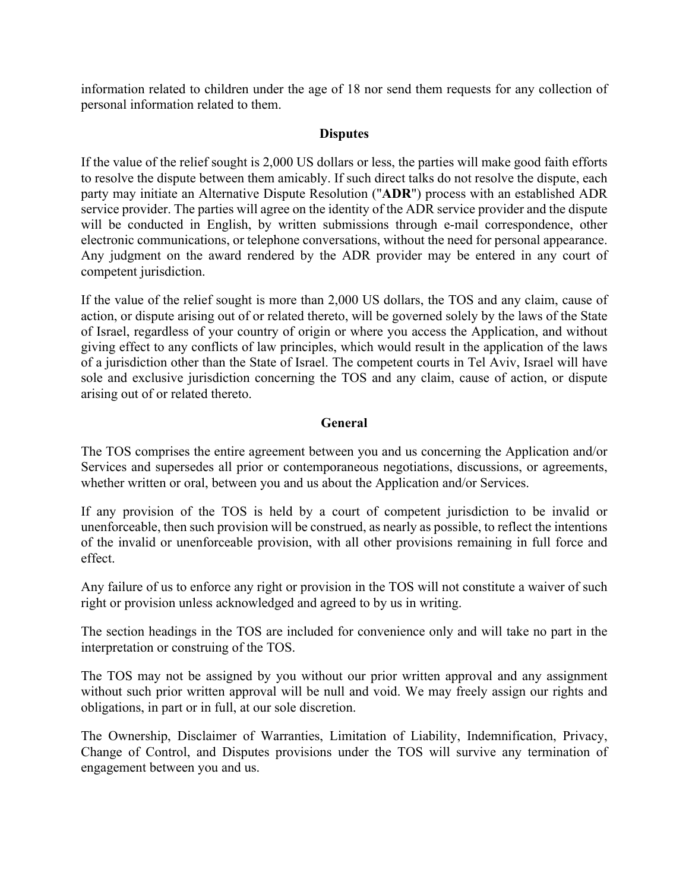information related to children under the age of 18 nor send them requests for any collection of personal information related to them.

## Disputes

If the value of the relief sought is 2,000 US dollars or less, the parties will make good faith efforts to resolve the dispute between them amicably. If such direct talks do not resolve the dispute, each party may initiate an Alternative Dispute Resolution ("**ADR**") process with an established ADR service provider. The parties will agree on the identity of the ADR service provider and the dispute will be conducted in English, by written submissions through e-mail correspondence, other electronic communications, or telephone conversations, without the need for personal appearance. Any judgment on the award rendered by the ADR provider may be entered in any court of competent jurisdiction.

If the value of the relief sought is more than 2,000 US dollars, the TOS and any claim, cause of action, or dispute arising out of or related thereto, will be governed solely by the laws of the State of Israel, regardless of your country of origin or where you access the Application, and without giving effect to any conflicts of law principles, which would result in the application of the laws of a jurisdiction other than the State of Israel. The competent courts in Tel Aviv, Israel will have sole and exclusive jurisdiction concerning the TOS and any claim, cause of action, or dispute arising out of or related thereto.

## General

The TOS comprises the entire agreement between you and us concerning the Application and/or Services and supersedes all prior or contemporaneous negotiations, discussions, or agreements, whether written or oral, between you and us about the Application and/or Services.

If any provision of the TOS is held by a court of competent jurisdiction to be invalid or unenforceable, then such provision will be construed, as nearly as possible, to reflect the intentions of the invalid or unenforceable provision, with all other provisions remaining in full force and effect.

Any failure of us to enforce any right or provision in the TOS will not constitute a waiver of such right or provision unless acknowledged and agreed to by us in writing.

The section headings in the TOS are included for convenience only and will take no part in the interpretation or construing of the TOS.

The TOS may not be assigned by you without our prior written approval and any assignment without such prior written approval will be null and void. We may freely assign our rights and obligations, in part or in full, at our sole discretion.

The Ownership, Disclaimer of Warranties, Limitation of Liability, Indemnification, Privacy, Change of Control, and Disputes provisions under the TOS will survive any termination of engagement between you and us.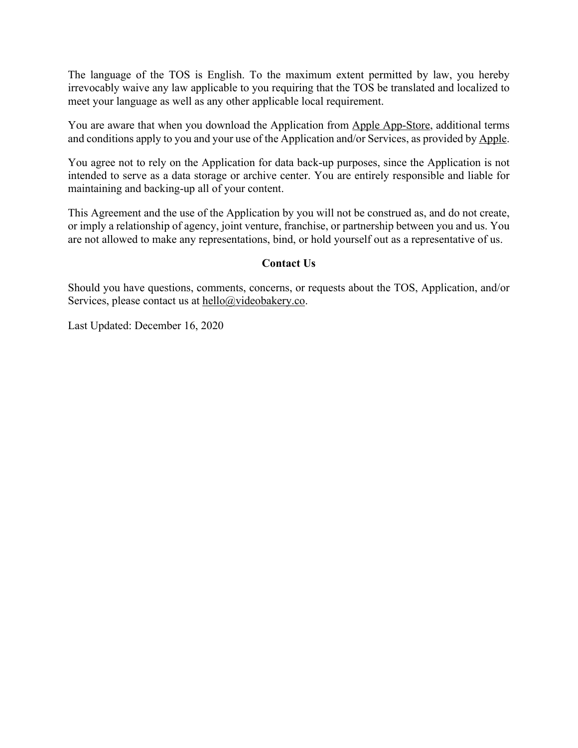The language of the TOS is English. To the maximum extent permitted by law, you hereby irrevocably waive any law applicable to you requiring that the TOS be translated and localized to meet your language as well as any other applicable local requirement.

You are aware that when you download the Application from Apple App-Store, additional terms and conditions apply to you and your use of the Application and/or Services, as provided by Apple.

You agree not to rely on the Application for data back-up purposes, since the Application is not intended to serve as a data storage or archive center. You are entirely responsible and liable for maintaining and backing-up all of your content.

This Agreement and the use of the Application by you will not be construed as, and do not create, or imply a relationship of agency, joint venture, franchise, or partnership between you and us. You are not allowed to make any representations, bind, or hold yourself out as a representative of us.

## Contact Us

Should you have questions, comments, concerns, or requests about the TOS, Application, and/or Services, please contact us at hello@videobakery.co.

Last Updated: December 16, 2020